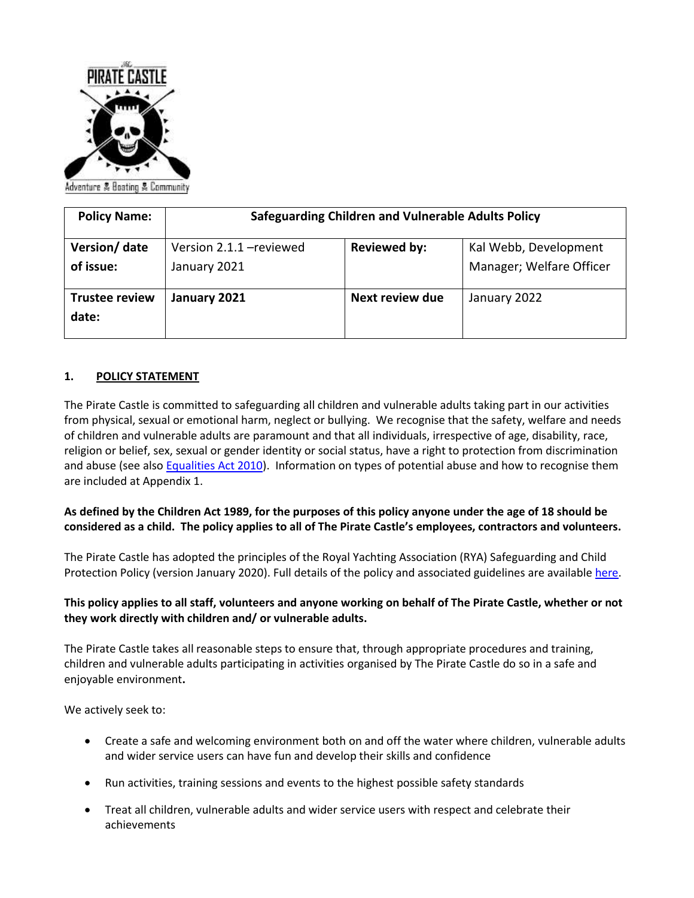| Policy Name: | Safeguarding Children and Vulnerable Adults Policy | | |
|---|---|---|---|
| Version/ date of issue: | Version 2.1.1 –reviewed January 2021 | Reviewed by: | Kal Webb, Development Manager; Welfare Officer |
| Trustee review date: | January 2021 | Next review due | January 2022 |

## 1. POLICY STATEMENT

The Pirate Castle is committed to safeguarding all children and vulnerable adults taking part in our activities from physical, sexual or emotional harm, neglect or bullying. We recognise that the safety, welfare and needs of children and vulnerable adults are paramount and that all individuals, irrespective of age, disability, race, religion or belief, sex, sexual or gender identity or social status, have a right to protection from discrimination and abuse (see also Equalities Act 2010). Information on types of potential abuse and how to recognise them are included at Appendix 1.

**As defined by the Children Act 1989, for the purposes of this policy anyone under the age of 18 should be considered as a child. The policy applies to all of The Pirate Castle's employees, contractors and volunteers.**

The Pirate Castle has adopted the principles of the Royal Yachting Association (RYA) Safeguarding and Child Protection Policy (version January 2020). Full details of the policy and associated guidelines are available here.

**This policy applies to all staff, volunteers and anyone working on behalf of The Pirate Castle, whether or not they work directly with children and/ or vulnerable adults.**

The Pirate Castle takes all reasonable steps to ensure that, through appropriate procedures and training, children and vulnerable adults participating in activities organised by The Pirate Castle do so in a safe and enjoyable environment**.**

We actively seek to:

- Create a safe and welcoming environment both on and off the water where children, vulnerable adults and wider service users can have fun and develop their skills and confidence
- Run activities, training sessions and events to the highest possible safety standards
- Treat all children, vulnerable adults and wider service users with respect and celebrate their achievements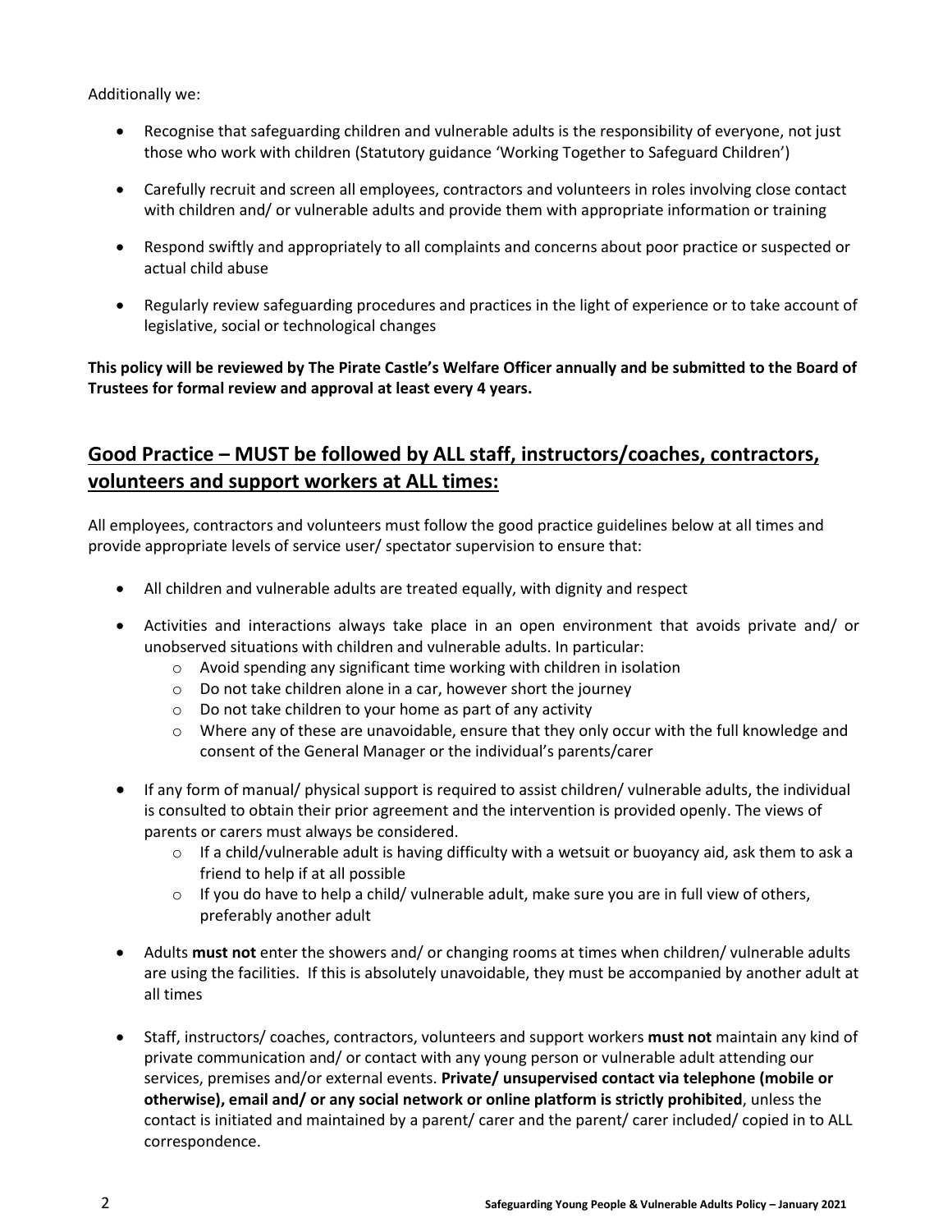Additionally we:

- Recognise that safeguarding children and vulnerable adults is the responsibility of everyone, not just those who work with children (Statutory guidance 'Working Together to Safeguard Children')
- Carefully recruit and screen all employees, contractors and volunteers in roles involving close contact with children and/ or vulnerable adults and provide them with appropriate information or training
- Respond swiftly and appropriately to all complaints and concerns about poor practice or suspected or actual child abuse
- Regularly review safeguarding procedures and practices in the light of experience or to take account of legislative, social or technological changes

**This policy will be reviewed by The Pirate Castle's Welfare Officer annually and be submitted to the Board of Trustees for formal review and approval at least every 4 years.**

## Good Practice – MUST be followed by ALL staff, instructors/coaches, contractors, volunteers and support workers at ALL times:

All employees, contractors and volunteers must follow the good practice guidelines below at all times and provide appropriate levels of service user/ spectator supervision to ensure that:

- All children and vulnerable adults are treated equally, with dignity and respect
- Activities and interactions always take place in an open environment that avoids private and/ or unobserved situations with children and vulnerable adults. In particular:
  - Avoid spending any significant time working with children in isolation
  - Do not take children alone in a car, however short the journey
  - Do not take children to your home as part of any activity
  - Where any of these are unavoidable, ensure that they only occur with the full knowledge and consent of the General Manager or the individual's parents/carer
- If any form of manual/ physical support is required to assist children/ vulnerable adults, the individual is consulted to obtain their prior agreement and the intervention is provided openly. The views of parents or carers must always be considered.
  - If a child/vulnerable adult is having difficulty with a wetsuit or buoyancy aid, ask them to ask a friend to help if at all possible
  - If you do have to help a child/ vulnerable adult, make sure you are in full view of others, preferably another adult
- Adults **must not** enter the showers and/ or changing rooms at times when children/ vulnerable adults are using the facilities. If this is absolutely unavoidable, they must be accompanied by another adult at all times
- Staff, instructors/ coaches, contractors, volunteers and support workers **must not** maintain any kind of private communication and/ or contact with any young person or vulnerable adult attending our services, premises and/or external events. **Private/ unsupervised contact via telephone (mobile or otherwise), email and/ or any social network or online platform is strictly prohibited**, unless the contact is initiated and maintained by a parent/ carer and the parent/ carer included/ copied in to ALL correspondence.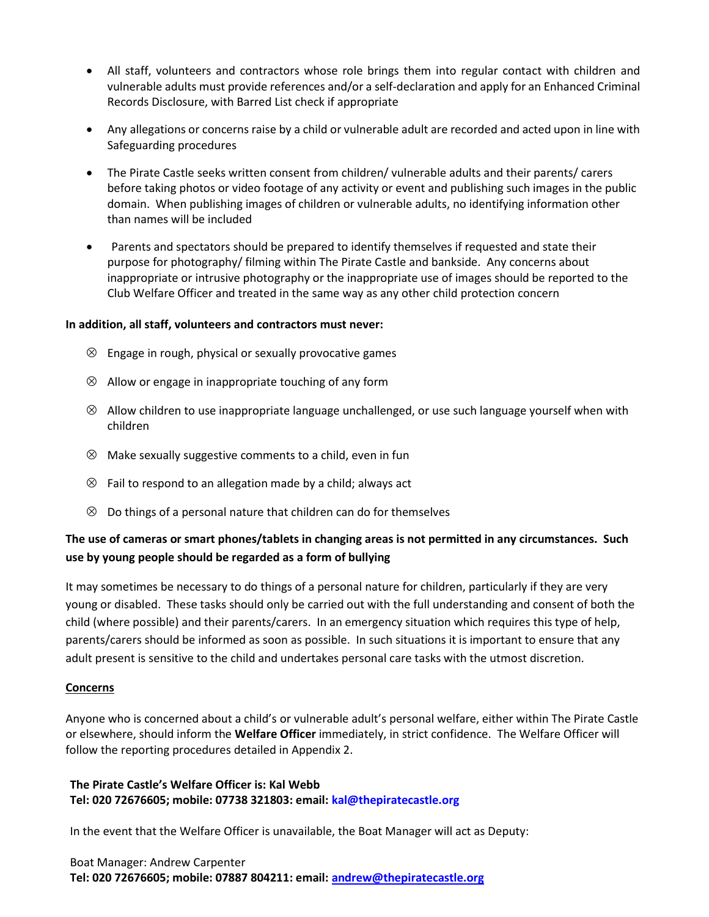- All staff, volunteers and contractors whose role brings them into regular contact with children and vulnerable adults must provide references and/or a self-declaration and apply for an Enhanced Criminal Records Disclosure, with Barred List check if appropriate

- Any allegations or concerns raise by a child or vulnerable adult are recorded and acted upon in line with Safeguarding procedures

- The Pirate Castle seeks written consent from children/ vulnerable adults and their parents/ carers before taking photos or video footage of any activity or event and publishing such images in the public domain. When publishing images of children or vulnerable adults, no identifying information other than names will be included

- Parents and spectators should be prepared to identify themselves if requested and state their purpose for photography/ filming within The Pirate Castle and bankside. Any concerns about inappropriate or intrusive photography or the inappropriate use of images should be reported to the Club Welfare Officer and treated in the same way as any other child protection concern

**In addition, all staff, volunteers and contractors must never:**

- ⊗ Engage in rough, physical or sexually provocative games
- ⊗ Allow or engage in inappropriate touching of any form
- ⊗ Allow children to use inappropriate language unchallenged, or use such language yourself when with children
- ⊗ Make sexually suggestive comments to a child, even in fun
- ⊗ Fail to respond to an allegation made by a child; always act
- ⊗ Do things of a personal nature that children can do for themselves

**The use of cameras or smart phones/tablets in changing areas is not permitted in any circumstances. Such use by young people should be regarded as a form of bullying**

It may sometimes be necessary to do things of a personal nature for children, particularly if they are very young or disabled. These tasks should only be carried out with the full understanding and consent of both the child (where possible) and their parents/carers. In an emergency situation which requires this type of help, parents/carers should be informed as soon as possible. In such situations it is important to ensure that any adult present is sensitive to the child and undertakes personal care tasks with the utmost discretion.

<u>**Concerns**</u>

Anyone who is concerned about a child's or vulnerable adult's personal welfare, either within The Pirate Castle or elsewhere, should inform the **Welfare Officer** immediately, in strict confidence. The Welfare Officer will follow the reporting procedures detailed in Appendix 2.

**The Pirate Castle's Welfare Officer is: Kal Webb**
**Tel: 020 72676605; mobile: 07738 321803: email: kal@thepiratecastle.org**

In the event that the Welfare Officer is unavailable, the Boat Manager will act as Deputy:

Boat Manager: Andrew Carpenter
**Tel: 020 72676605; mobile: 07887 804211: email: andrew@thepiratecastle.org**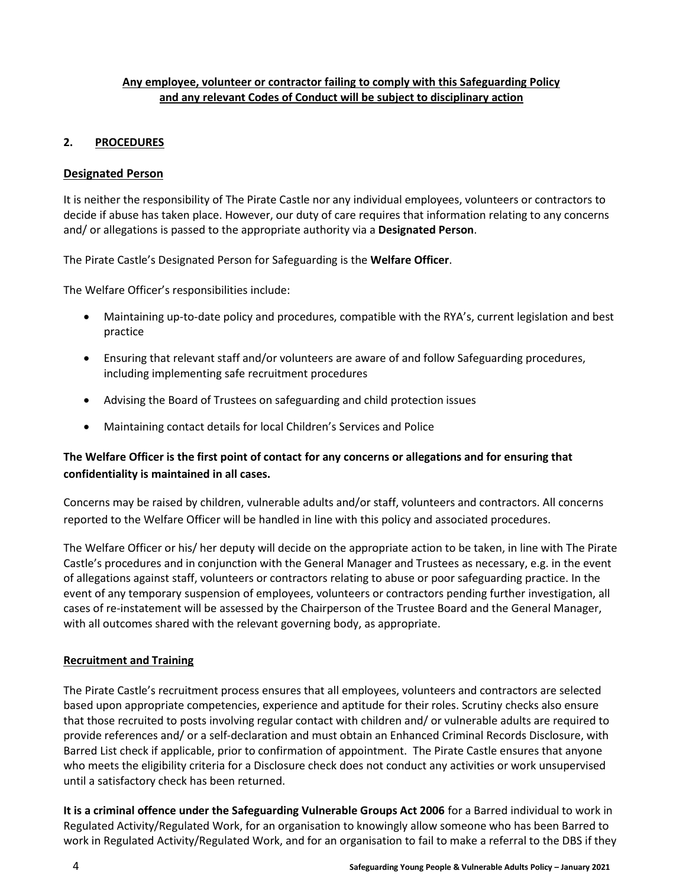**Any employee, volunteer or contractor failing to comply with this Safeguarding Policy and any relevant Codes of Conduct will be subject to disciplinary action**

## 2. PROCEDURES

### Designated Person

It is neither the responsibility of The Pirate Castle nor any individual employees, volunteers or contractors to decide if abuse has taken place. However, our duty of care requires that information relating to any concerns and/ or allegations is passed to the appropriate authority via a **Designated Person**.

The Pirate Castle's Designated Person for Safeguarding is the **Welfare Officer**.

The Welfare Officer's responsibilities include:

- Maintaining up-to-date policy and procedures, compatible with the RYA's, current legislation and best practice
- Ensuring that relevant staff and/or volunteers are aware of and follow Safeguarding procedures, including implementing safe recruitment procedures
- Advising the Board of Trustees on safeguarding and child protection issues
- Maintaining contact details for local Children's Services and Police

**The Welfare Officer is the first point of contact for any concerns or allegations and for ensuring that confidentiality is maintained in all cases.**

Concerns may be raised by children, vulnerable adults and/or staff, volunteers and contractors. All concerns reported to the Welfare Officer will be handled in line with this policy and associated procedures.

The Welfare Officer or his/ her deputy will decide on the appropriate action to be taken, in line with The Pirate Castle's procedures and in conjunction with the General Manager and Trustees as necessary, e.g. in the event of allegations against staff, volunteers or contractors relating to abuse or poor safeguarding practice. In the event of any temporary suspension of employees, volunteers or contractors pending further investigation, all cases of re-instatement will be assessed by the Chairperson of the Trustee Board and the General Manager, with all outcomes shared with the relevant governing body, as appropriate.

### Recruitment and Training

The Pirate Castle's recruitment process ensures that all employees, volunteers and contractors are selected based upon appropriate competencies, experience and aptitude for their roles. Scrutiny checks also ensure that those recruited to posts involving regular contact with children and/ or vulnerable adults are required to provide references and/ or a self-declaration and must obtain an Enhanced Criminal Records Disclosure, with Barred List check if applicable, prior to confirmation of appointment. The Pirate Castle ensures that anyone who meets the eligibility criteria for a Disclosure check does not conduct any activities or work unsupervised until a satisfactory check has been returned.

**It is a criminal offence under the Safeguarding Vulnerable Groups Act 2006** for a Barred individual to work in Regulated Activity/Regulated Work, for an organisation to knowingly allow someone who has been Barred to work in Regulated Activity/Regulated Work, and for an organisation to fail to make a referral to the DBS if they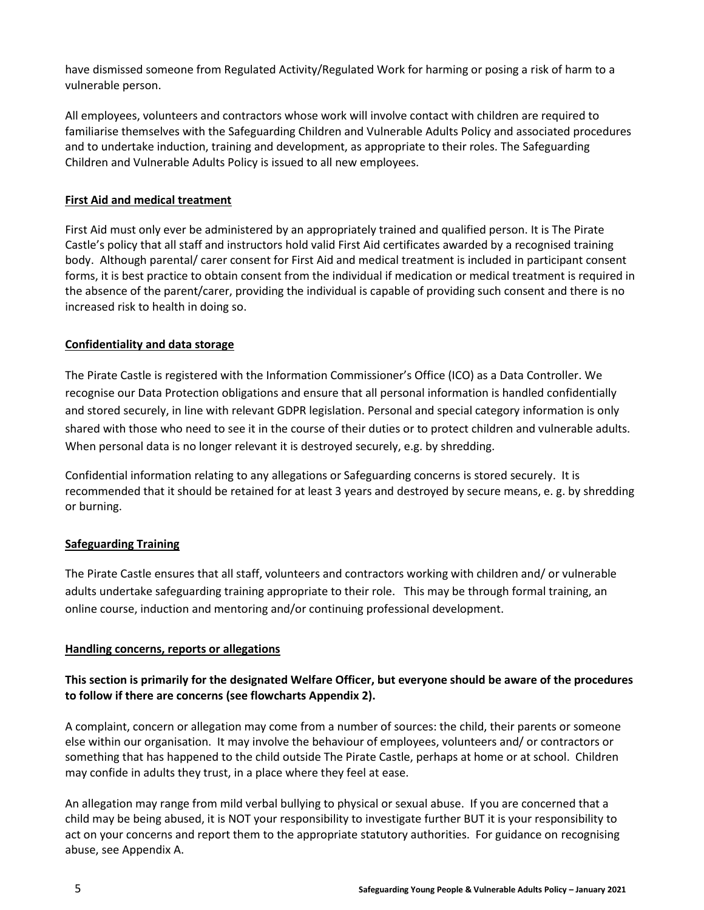have dismissed someone from Regulated Activity/Regulated Work for harming or posing a risk of harm to a vulnerable person.

All employees, volunteers and contractors whose work will involve contact with children are required to familiarise themselves with the Safeguarding Children and Vulnerable Adults Policy and associated procedures and to undertake induction, training and development, as appropriate to their roles. The Safeguarding Children and Vulnerable Adults Policy is issued to all new employees.

**First Aid and medical treatment**

First Aid must only ever be administered by an appropriately trained and qualified person. It is The Pirate Castle's policy that all staff and instructors hold valid First Aid certificates awarded by a recognised training body. Although parental/ carer consent for First Aid and medical treatment is included in participant consent forms, it is best practice to obtain consent from the individual if medication or medical treatment is required in the absence of the parent/carer, providing the individual is capable of providing such consent and there is no increased risk to health in doing so.

**Confidentiality and data storage**

The Pirate Castle is registered with the Information Commissioner's Office (ICO) as a Data Controller. We recognise our Data Protection obligations and ensure that all personal information is handled confidentially and stored securely, in line with relevant GDPR legislation. Personal and special category information is only shared with those who need to see it in the course of their duties or to protect children and vulnerable adults. When personal data is no longer relevant it is destroyed securely, e.g. by shredding.

Confidential information relating to any allegations or Safeguarding concerns is stored securely. It is recommended that it should be retained for at least 3 years and destroyed by secure means, e. g. by shredding or burning.

**Safeguarding Training**

The Pirate Castle ensures that all staff, volunteers and contractors working with children and/ or vulnerable adults undertake safeguarding training appropriate to their role. This may be through formal training, an online course, induction and mentoring and/or continuing professional development.

**Handling concerns, reports or allegations**

**This section is primarily for the designated Welfare Officer, but everyone should be aware of the procedures to follow if there are concerns (see flowcharts Appendix 2).**

A complaint, concern or allegation may come from a number of sources: the child, their parents or someone else within our organisation. It may involve the behaviour of employees, volunteers and/ or contractors or something that has happened to the child outside The Pirate Castle, perhaps at home or at school. Children may confide in adults they trust, in a place where they feel at ease.

An allegation may range from mild verbal bullying to physical or sexual abuse. If you are concerned that a child may be being abused, it is NOT your responsibility to investigate further BUT it is your responsibility to act on your concerns and report them to the appropriate statutory authorities. For guidance on recognising abuse, see Appendix A.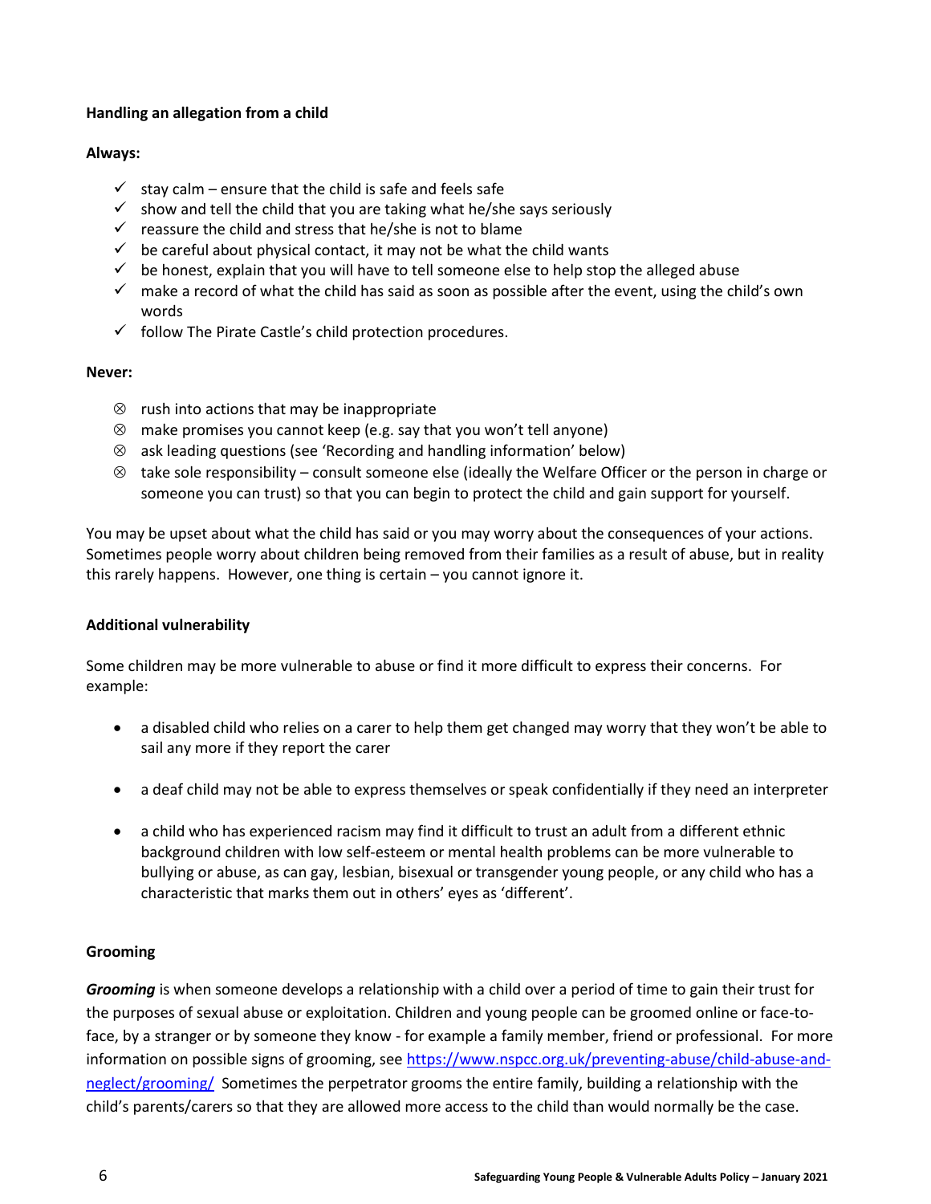**Handling an allegation from a child**

**Always:**

- ✓ stay calm – ensure that the child is safe and feels safe
- ✓ show and tell the child that you are taking what he/she says seriously
- ✓ reassure the child and stress that he/she is not to blame
- ✓ be careful about physical contact, it may not be what the child wants
- ✓ be honest, explain that you will have to tell someone else to help stop the alleged abuse
- ✓ make a record of what the child has said as soon as possible after the event, using the child's own words
- ✓ follow The Pirate Castle's child protection procedures.

**Never:**

- ⊗ rush into actions that may be inappropriate
- ⊗ make promises you cannot keep (e.g. say that you won't tell anyone)
- ⊗ ask leading questions (see 'Recording and handling information' below)
- ⊗ take sole responsibility – consult someone else (ideally the Welfare Officer or the person in charge or someone you can trust) so that you can begin to protect the child and gain support for yourself.

You may be upset about what the child has said or you may worry about the consequences of your actions. Sometimes people worry about children being removed from their families as a result of abuse, but in reality this rarely happens. However, one thing is certain – you cannot ignore it.

**Additional vulnerability**

Some children may be more vulnerable to abuse or find it more difficult to express their concerns. For example:

- a disabled child who relies on a carer to help them get changed may worry that they won't be able to sail any more if they report the carer
- a deaf child may not be able to express themselves or speak confidentially if they need an interpreter
- a child who has experienced racism may find it difficult to trust an adult from a different ethnic background children with low self-esteem or mental health problems can be more vulnerable to bullying or abuse, as can gay, lesbian, bisexual or transgender young people, or any child who has a characteristic that marks them out in others' eyes as 'different'.

**Grooming**

***Grooming*** is when someone develops a relationship with a child over a period of time to gain their trust for the purposes of sexual abuse or exploitation. Children and young people can be groomed online or face-to-face, by a stranger or by someone they know - for example a family member, friend or professional. For more information on possible signs of grooming, see https://www.nspcc.org.uk/preventing-abuse/child-abuse-and-neglect/grooming/ Sometimes the perpetrator grooms the entire family, building a relationship with the child's parents/carers so that they are allowed more access to the child than would normally be the case.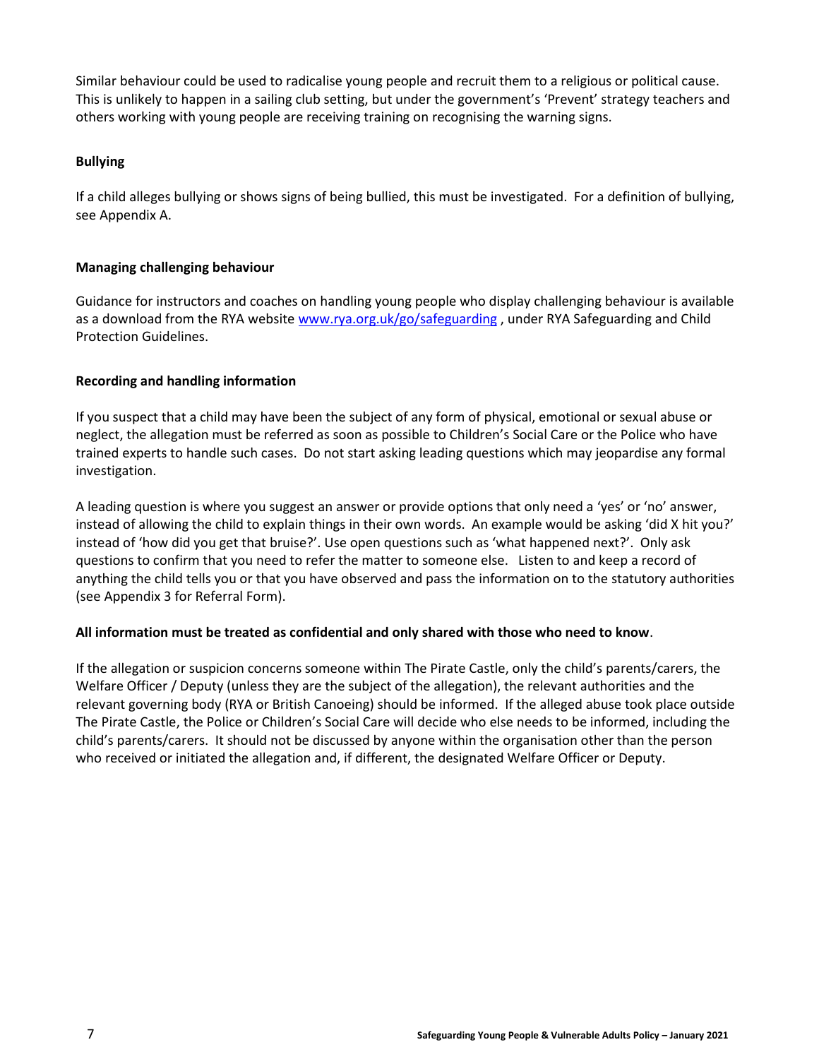Similar behaviour could be used to radicalise young people and recruit them to a religious or political cause. This is unlikely to happen in a sailing club setting, but under the government's 'Prevent' strategy teachers and others working with young people are receiving training on recognising the warning signs.

**Bullying**

If a child alleges bullying or shows signs of being bullied, this must be investigated. For a definition of bullying, see Appendix A.

**Managing challenging behaviour**

Guidance for instructors and coaches on handling young people who display challenging behaviour is available as a download from the RYA website [www.rya.org.uk/go/safeguarding](http://www.rya.org.uk/go/safeguarding) , under RYA Safeguarding and Child Protection Guidelines.

**Recording and handling information**

If you suspect that a child may have been the subject of any form of physical, emotional or sexual abuse or neglect, the allegation must be referred as soon as possible to Children's Social Care or the Police who have trained experts to handle such cases. Do not start asking leading questions which may jeopardise any formal investigation.

A leading question is where you suggest an answer or provide options that only need a 'yes' or 'no' answer, instead of allowing the child to explain things in their own words. An example would be asking 'did X hit you?' instead of 'how did you get that bruise?'. Use open questions such as 'what happened next?'. Only ask questions to confirm that you need to refer the matter to someone else. Listen to and keep a record of anything the child tells you or that you have observed and pass the information on to the statutory authorities (see Appendix 3 for Referral Form).

**All information must be treated as confidential and only shared with those who need to know**.

If the allegation or suspicion concerns someone within The Pirate Castle, only the child's parents/carers, the Welfare Officer / Deputy (unless they are the subject of the allegation), the relevant authorities and the relevant governing body (RYA or British Canoeing) should be informed. If the alleged abuse took place outside The Pirate Castle, the Police or Children's Social Care will decide who else needs to be informed, including the child's parents/carers. It should not be discussed by anyone within the organisation other than the person who received or initiated the allegation and, if different, the designated Welfare Officer or Deputy.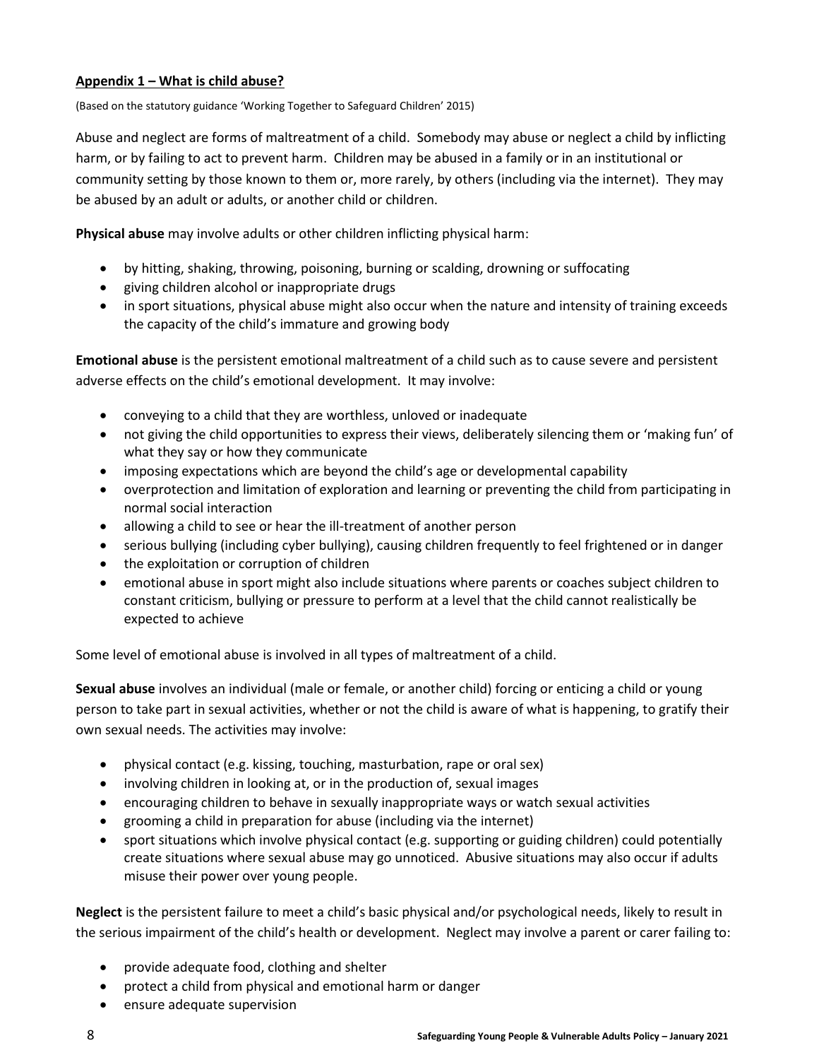**Appendix 1 – What is child abuse?**

(Based on the statutory guidance 'Working Together to Safeguard Children' 2015)

Abuse and neglect are forms of maltreatment of a child. Somebody may abuse or neglect a child by inflicting harm, or by failing to act to prevent harm. Children may be abused in a family or in an institutional or community setting by those known to them or, more rarely, by others (including via the internet). They may be abused by an adult or adults, or another child or children.

**Physical abuse** may involve adults or other children inflicting physical harm:

- by hitting, shaking, throwing, poisoning, burning or scalding, drowning or suffocating
- giving children alcohol or inappropriate drugs
- in sport situations, physical abuse might also occur when the nature and intensity of training exceeds the capacity of the child's immature and growing body

**Emotional abuse** is the persistent emotional maltreatment of a child such as to cause severe and persistent adverse effects on the child's emotional development. It may involve:

- conveying to a child that they are worthless, unloved or inadequate
- not giving the child opportunities to express their views, deliberately silencing them or 'making fun' of what they say or how they communicate
- imposing expectations which are beyond the child's age or developmental capability
- overprotection and limitation of exploration and learning or preventing the child from participating in normal social interaction
- allowing a child to see or hear the ill-treatment of another person
- serious bullying (including cyber bullying), causing children frequently to feel frightened or in danger
- the exploitation or corruption of children
- emotional abuse in sport might also include situations where parents or coaches subject children to constant criticism, bullying or pressure to perform at a level that the child cannot realistically be expected to achieve

Some level of emotional abuse is involved in all types of maltreatment of a child.

**Sexual abuse** involves an individual (male or female, or another child) forcing or enticing a child or young person to take part in sexual activities, whether or not the child is aware of what is happening, to gratify their own sexual needs. The activities may involve:

- physical contact (e.g. kissing, touching, masturbation, rape or oral sex)
- involving children in looking at, or in the production of, sexual images
- encouraging children to behave in sexually inappropriate ways or watch sexual activities
- grooming a child in preparation for abuse (including via the internet)
- sport situations which involve physical contact (e.g. supporting or guiding children) could potentially create situations where sexual abuse may go unnoticed. Abusive situations may also occur if adults misuse their power over young people.

**Neglect** is the persistent failure to meet a child's basic physical and/or psychological needs, likely to result in the serious impairment of the child's health or development. Neglect may involve a parent or carer failing to:

- provide adequate food, clothing and shelter
- protect a child from physical and emotional harm or danger
- ensure adequate supervision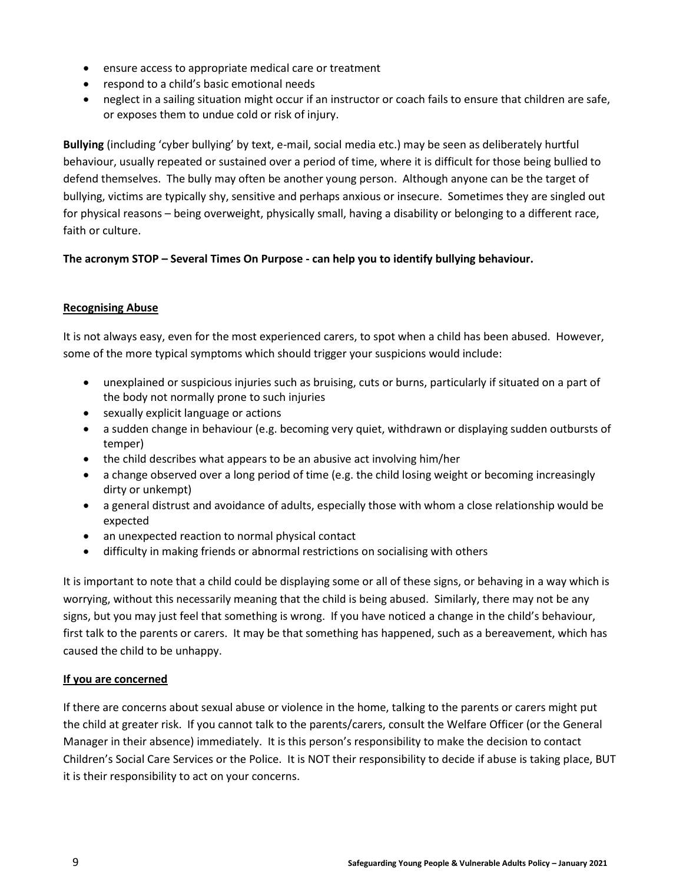- ensure access to appropriate medical care or treatment
- respond to a child's basic emotional needs
- neglect in a sailing situation might occur if an instructor or coach fails to ensure that children are safe, or exposes them to undue cold or risk of injury.

**Bullying** (including 'cyber bullying' by text, e-mail, social media etc.) may be seen as deliberately hurtful behaviour, usually repeated or sustained over a period of time, where it is difficult for those being bullied to defend themselves. The bully may often be another young person. Although anyone can be the target of bullying, victims are typically shy, sensitive and perhaps anxious or insecure. Sometimes they are singled out for physical reasons – being overweight, physically small, having a disability or belonging to a different race, faith or culture.

**The acronym STOP – Several Times On Purpose - can help you to identify bullying behaviour.**

## Recognising Abuse

It is not always easy, even for the most experienced carers, to spot when a child has been abused. However, some of the more typical symptoms which should trigger your suspicions would include:

- unexplained or suspicious injuries such as bruising, cuts or burns, particularly if situated on a part of the body not normally prone to such injuries
- sexually explicit language or actions
- a sudden change in behaviour (e.g. becoming very quiet, withdrawn or displaying sudden outbursts of temper)
- the child describes what appears to be an abusive act involving him/her
- a change observed over a long period of time (e.g. the child losing weight or becoming increasingly dirty or unkempt)
- a general distrust and avoidance of adults, especially those with whom a close relationship would be expected
- an unexpected reaction to normal physical contact
- difficulty in making friends or abnormal restrictions on socialising with others

It is important to note that a child could be displaying some or all of these signs, or behaving in a way which is worrying, without this necessarily meaning that the child is being abused. Similarly, there may not be any signs, but you may just feel that something is wrong. If you have noticed a change in the child's behaviour, first talk to the parents or carers. It may be that something has happened, such as a bereavement, which has caused the child to be unhappy.

## If you are concerned

If there are concerns about sexual abuse or violence in the home, talking to the parents or carers might put the child at greater risk. If you cannot talk to the parents/carers, consult the Welfare Officer (or the General Manager in their absence) immediately. It is this person's responsibility to make the decision to contact Children's Social Care Services or the Police. It is NOT their responsibility to decide if abuse is taking place, BUT it is their responsibility to act on your concerns.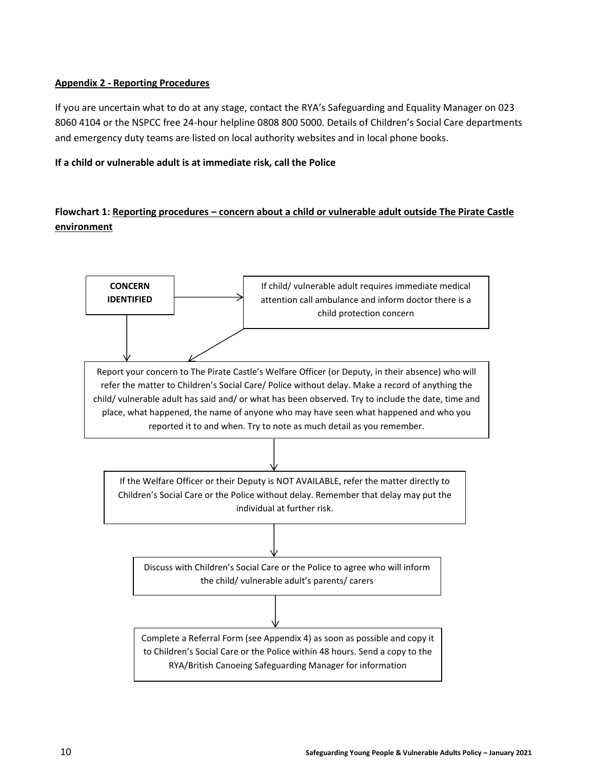**Appendix 2 - Reporting Procedures**

If you are uncertain what to do at any stage, contact the RYA's Safeguarding and Equality Manager on 023 8060 4104 or the NSPCC free 24-hour helpline 0808 800 5000. Details of Children's Social Care departments and emergency duty teams are listed on local authority websites and in local phone books.

**If a child or vulnerable adult is at immediate risk, call the Police**

**Flowchart 1: Reporting procedures – concern about a child or vulnerable adult outside The Pirate Castle environment**

**CONCERN IDENTIFIED**

→ If child/ vulnerable adult requires immediate medical attention call ambulance and inform doctor there is a child protection concern

↓

Report your concern to The Pirate Castle's Welfare Officer (or Deputy, in their absence) who will refer the matter to Children's Social Care/ Police without delay. Make a record of anything the child/ vulnerable adult has said and/ or what has been observed. Try to include the date, time and place, what happened, the name of anyone who may have seen what happened and who you reported it to and when. Try to note as much detail as you remember.

↓

If the Welfare Officer or their Deputy is NOT AVAILABLE, refer the matter directly to Children's Social Care or the Police without delay. Remember that delay may put the individual at further risk.

↓

Discuss with Children's Social Care or the Police to agree who will inform the child/ vulnerable adult's parents/ carers

↓

Complete a Referral Form (see Appendix 4) as soon as possible and copy it to Children's Social Care or the Police within 48 hours. Send a copy to the RYA/British Canoeing Safeguarding Manager for information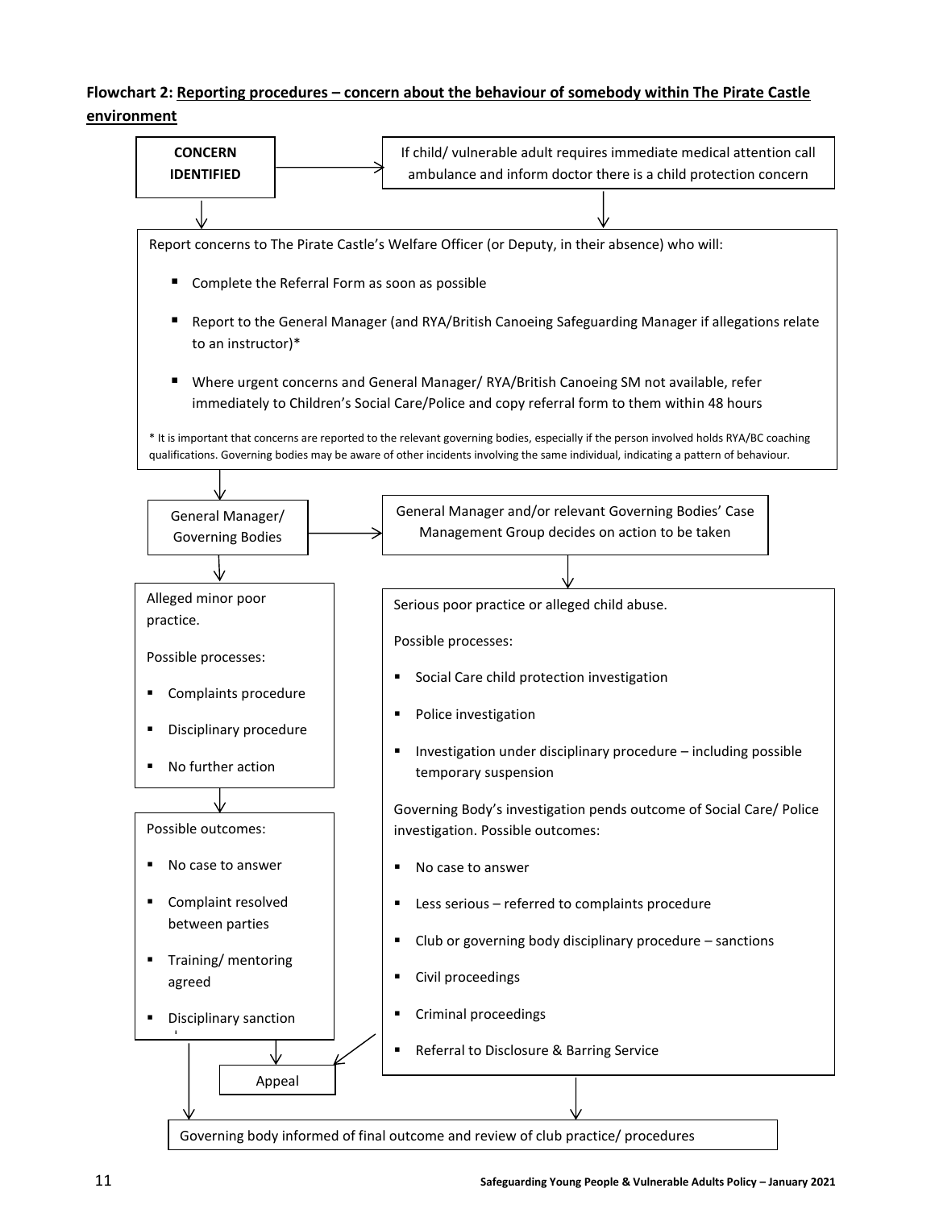**Flowchart 2: Reporting procedures – concern about the behaviour of somebody within The Pirate Castle environment**

**CONCERN IDENTIFIED**

If child/ vulnerable adult requires immediate medical attention call ambulance and inform doctor there is a child protection concern

Report concerns to The Pirate Castle's Welfare Officer (or Deputy, in their absence) who will:

- Complete the Referral Form as soon as possible
- Report to the General Manager (and RYA/British Canoeing Safeguarding Manager if allegations relate to an instructor)*
- Where urgent concerns and General Manager/ RYA/British Canoeing SM not available, refer immediately to Children's Social Care/Police and copy referral form to them within 48 hours

\* It is important that concerns are reported to the relevant governing bodies, especially if the person involved holds RYA/BC coaching qualifications. Governing bodies may be aware of other incidents involving the same individual, indicating a pattern of behaviour.

General Manager/ Governing Bodies

General Manager and/or relevant Governing Bodies' Case Management Group decides on action to be taken

Alleged minor poor practice.

Possible processes:

- Complaints procedure
- Disciplinary procedure
- No further action

Possible outcomes:

- No case to answer
- Complaint resolved between parties
- Training/ mentoring agreed
- Disciplinary sanction

Serious poor practice or alleged child abuse.

Possible processes:

- Social Care child protection investigation
- Police investigation
- Investigation under disciplinary procedure – including possible temporary suspension

Governing Body's investigation pends outcome of Social Care/ Police investigation. Possible outcomes:

- No case to answer
- Less serious – referred to complaints procedure
- Club or governing body disciplinary procedure – sanctions
- Civil proceedings
- Criminal proceedings
- Referral to Disclosure & Barring Service

Appeal

Governing body informed of final outcome and review of club practice/ procedures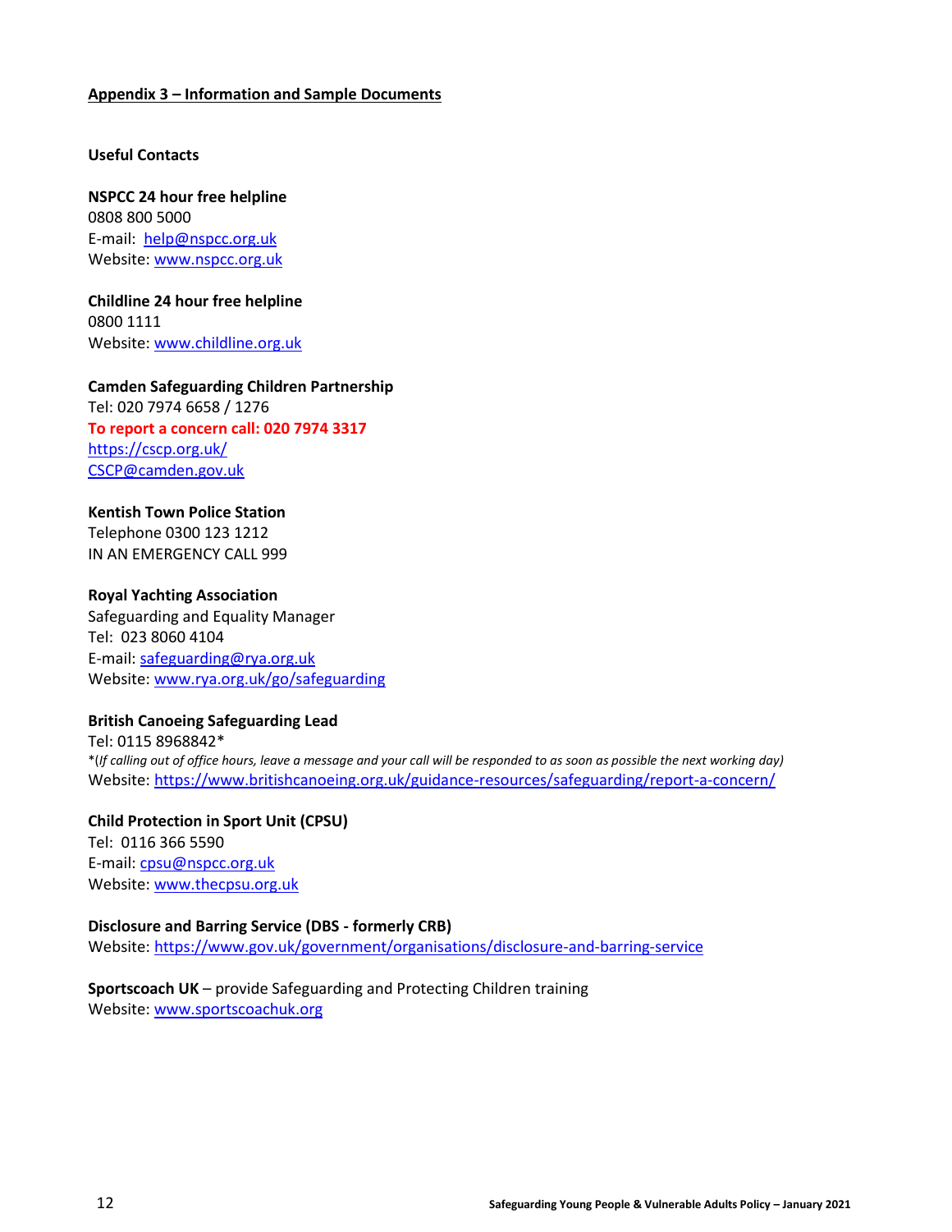## Appendix 3 – Information and Sample Documents

### Useful Contacts

**NSPCC 24 hour free helpline**
0808 800 5000
E-mail: help@nspcc.org.uk
Website: www.nspcc.org.uk

**Childline 24 hour free helpline**
0800 1111
Website: www.childline.org.uk

**Camden Safeguarding Children Partnership**
Tel: 020 7974 6658 / 1276
**To report a concern call: 020 7974 3317**
https://cscp.org.uk/
CSCP@camden.gov.uk

**Kentish Town Police Station**
Telephone 0300 123 1212
IN AN EMERGENCY CALL 999

**Royal Yachting Association**
Safeguarding and Equality Manager
Tel: 023 8060 4104
E-mail: safeguarding@rya.org.uk
Website: www.rya.org.uk/go/safeguarding

**British Canoeing Safeguarding Lead**
Tel: 0115 8968842*
*(*If calling out of office hours, leave a message and your call will be responded to as soon as possible the next working day)*
Website: https://www.britishcanoeing.org.uk/guidance-resources/safeguarding/report-a-concern/

**Child Protection in Sport Unit (CPSU)**
Tel: 0116 366 5590
E-mail: cpsu@nspcc.org.uk
Website: www.thecpsu.org.uk

**Disclosure and Barring Service (DBS - formerly CRB)**
Website: https://www.gov.uk/government/organisations/disclosure-and-barring-service

**Sportscoach UK** – provide Safeguarding and Protecting Children training
Website: www.sportscoachuk.org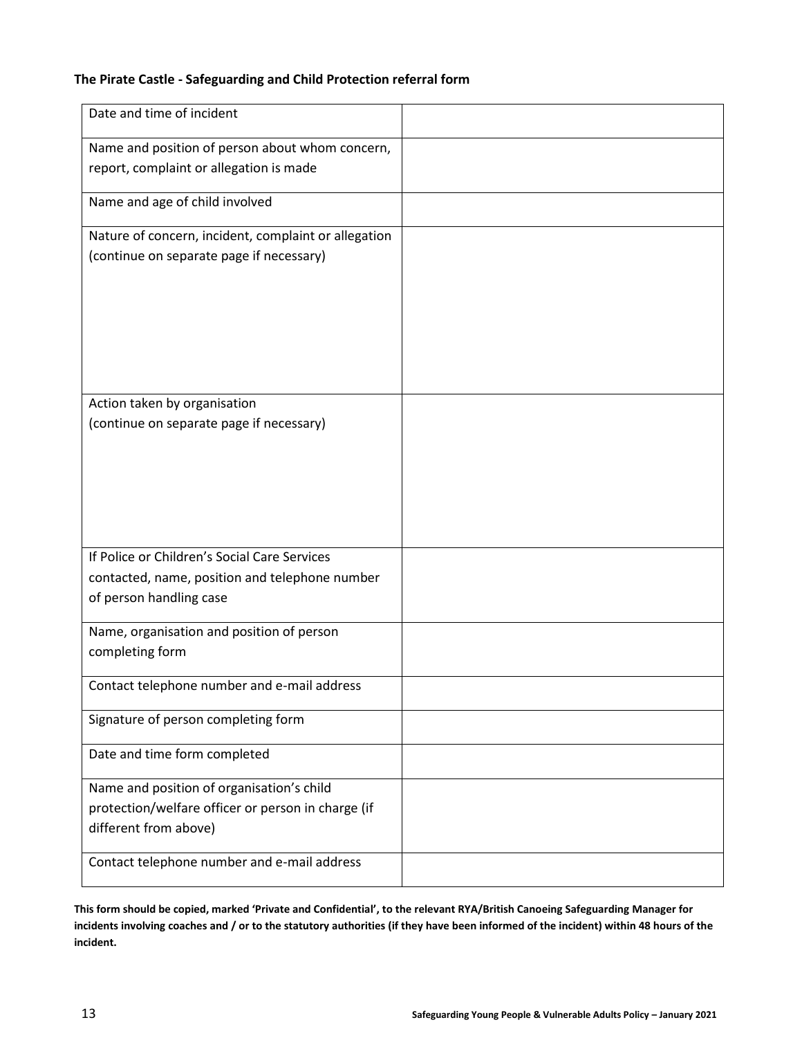**The Pirate Castle - Safeguarding and Child Protection referral form**

| | |
|---|---|
| Date and time of incident | |
| Name and position of person about whom concern, report, complaint or allegation is made | |
| Name and age of child involved | |
| Nature of concern, incident, complaint or allegation (continue on separate page if necessary) | |
| Action taken by organisation (continue on separate page if necessary) | |
| If Police or Children's Social Care Services contacted, name, position and telephone number of person handling case | |
| Name, organisation and position of person completing form | |
| Contact telephone number and e-mail address | |
| Signature of person completing form | |
| Date and time form completed | |
| Name and position of organisation's child protection/welfare officer or person in charge (if different from above) | |
| Contact telephone number and e-mail address | |

**This form should be copied, marked 'Private and Confidential', to the relevant RYA/British Canoeing Safeguarding Manager for incidents involving coaches and / or to the statutory authorities (if they have been informed of the incident) within 48 hours of the incident.**